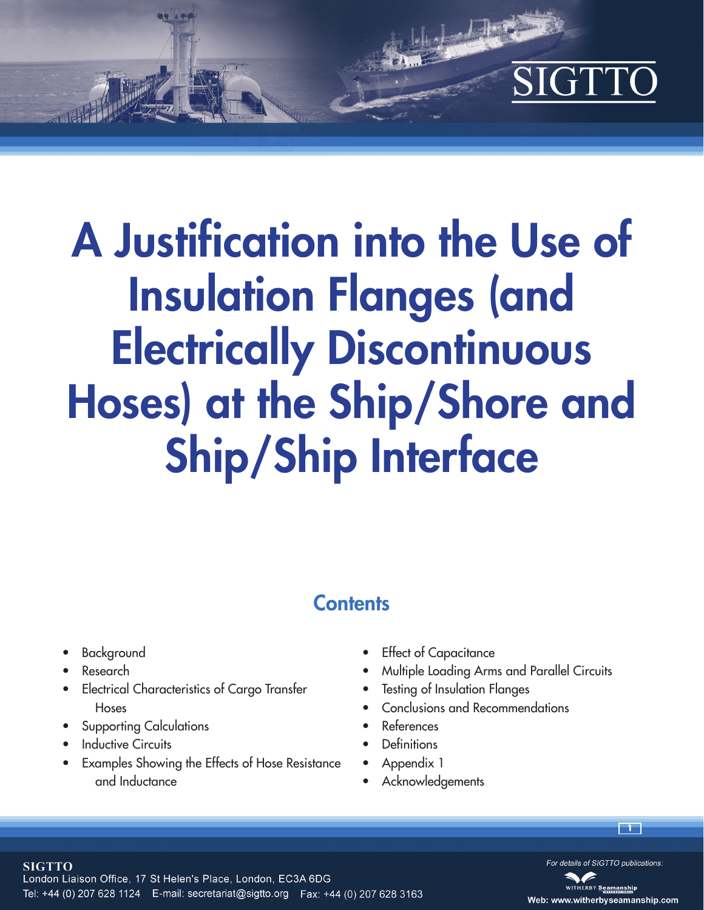SIGTTO

# A Justification into the Use of Insulation Flanges (and Electrically Discontinuous Hoses) at the Ship/Shore and Ship/Ship Interface

## Contents

- Background
- Research
- Electrical Characteristics of Cargo Transfer Hoses
- Supporting Calculations
- Inductive Circuits
- Examples Showing the Effects of Hose Resistance and Inductance
- Effect of Capacitance
- Multiple Loading Arms and Parallel Circuits
- Testing of Insulation Flanges
- Conclusions and Recommendations
- References
- Definitions
- Appendix 1
- Acknowledgements

**SIGTTO**
London Liaison Office, 17 St Helen's Place, London, EC3A 6DG
Tel: +44 (0) 207 628 1124 E-mail: secretariat@sigtto.org Fax: +44 (0) 207 628 3163

*For details of SIGTTO publications:*
Witherby Seamanship
Web: www.witherbyseamanship.com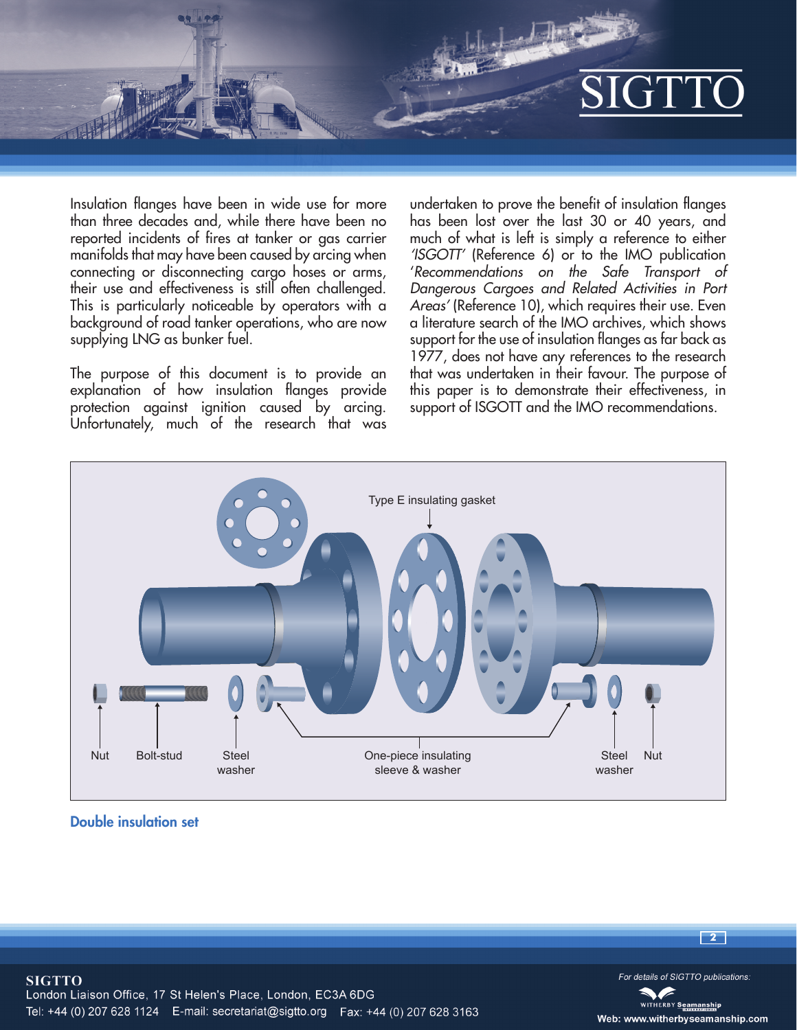Insulation flanges have been in wide use for more than three decades and, while there have been no reported incidents of fires at tanker or gas carrier manifolds that may have been caused by arcing when connecting or disconnecting cargo hoses or arms, their use and effectiveness is still often challenged. This is particularly noticeable by operators with a background of road tanker operations, who are now supplying LNG as bunker fuel.

The purpose of this document is to provide an explanation of how insulation flanges provide protection against ignition caused by arcing. Unfortunately, much of the research that was undertaken to prove the benefit of insulation flanges has been lost over the last 30 or 40 years, and much of what is left is simply a reference to either *'ISGOTT'* (Reference 6) or to the IMO publication '*Recommendations on the Safe Transport of Dangerous Cargoes and Related Activities in Port Areas'* (Reference 10), which requires their use. Even a literature search of the IMO archives, which shows support for the use of insulation flanges as far back as 1977, does not have any references to the research that was undertaken in their favour. The purpose of this paper is to demonstrate their effectiveness, in support of ISGOTT and the IMO recommendations.

Type E insulating gasket

Nut | Bolt-stud | Steel washer | One-piece insulating sleeve & washer | Steel washer | Nut

**Double insulation set**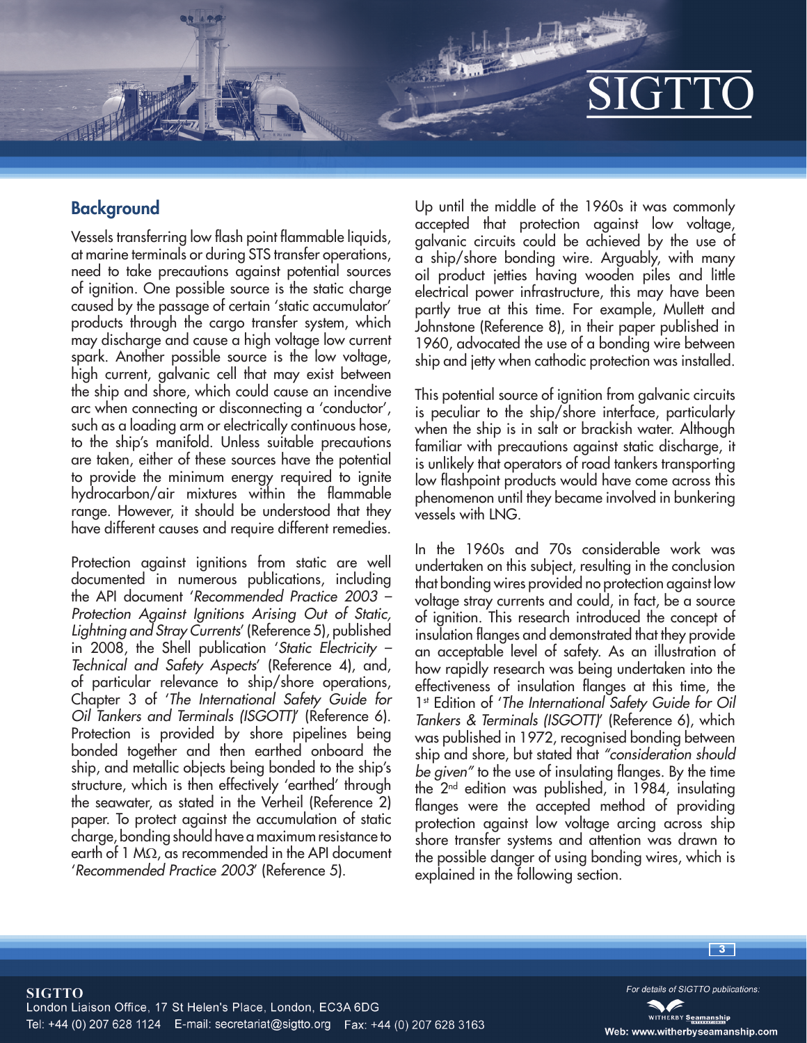## Background

Vessels transferring low flash point flammable liquids, at marine terminals or during STS transfer operations, need to take precautions against potential sources of ignition. One possible source is the static charge caused by the passage of certain 'static accumulator' products through the cargo transfer system, which may discharge and cause a high voltage low current spark. Another possible source is the low voltage, high current, galvanic cell that may exist between the ship and shore, which could cause an incendive arc when connecting or disconnecting a 'conductor', such as a loading arm or electrically continuous hose, to the ship's manifold. Unless suitable precautions are taken, either of these sources have the potential to provide the minimum energy required to ignite hydrocarbon/air mixtures within the flammable range. However, it should be understood that they have different causes and require different remedies.

Protection against ignitions from static are well documented in numerous publications, including the API document '*Recommended Practice 2003 – Protection Against Ignitions Arising Out of Static, Lightning and Stray Currents*' (Reference 5), published in 2008, the Shell publication '*Static Electricity – Technical and Safety Aspects*' (Reference 4), and, of particular relevance to ship/shore operations, Chapter 3 of '*The International Safety Guide for Oil Tankers and Terminals (ISGOTT)*' (Reference 6). Protection is provided by shore pipelines being bonded together and then earthed onboard the ship, and metallic objects being bonded to the ship's structure, which is then effectively 'earthed' through the seawater, as stated in the Verheil (Reference 2) paper. To protect against the accumulation of static charge, bonding should have a maximum resistance to earth of 1 MΩ, as recommended in the API document '*Recommended Practice 2003*' (Reference 5).

Up until the middle of the 1960s it was commonly accepted that protection against low voltage, galvanic circuits could be achieved by the use of a ship/shore bonding wire. Arguably, with many oil product jetties having wooden piles and little electrical power infrastructure, this may have been partly true at this time. For example, Mullett and Johnstone (Reference 8), in their paper published in 1960, advocated the use of a bonding wire between ship and jetty when cathodic protection was installed.

This potential source of ignition from galvanic circuits is peculiar to the ship/shore interface, particularly when the ship is in salt or brackish water. Although familiar with precautions against static discharge, it is unlikely that operators of road tankers transporting low flashpoint products would have come across this phenomenon until they became involved in bunkering vessels with LNG.

In the 1960s and 70s considerable work was undertaken on this subject, resulting in the conclusion that bonding wires provided no protection against low voltage stray currents and could, in fact, be a source of ignition. This research introduced the concept of insulation flanges and demonstrated that they provide an acceptable level of safety. As an illustration of how rapidly research was being undertaken into the effectiveness of insulation flanges at this time, the 1st Edition of '*The International Safety Guide for Oil Tankers & Terminals (ISGOTT)*' (Reference 6), which was published in 1972, recognised bonding between ship and shore, but stated that *"consideration should be given"* to the use of insulating flanges. By the time the 2nd edition was published, in 1984, insulating flanges were the accepted method of providing protection against low voltage arcing across ship shore transfer systems and attention was drawn to the possible danger of using bonding wires, which is explained in the following section.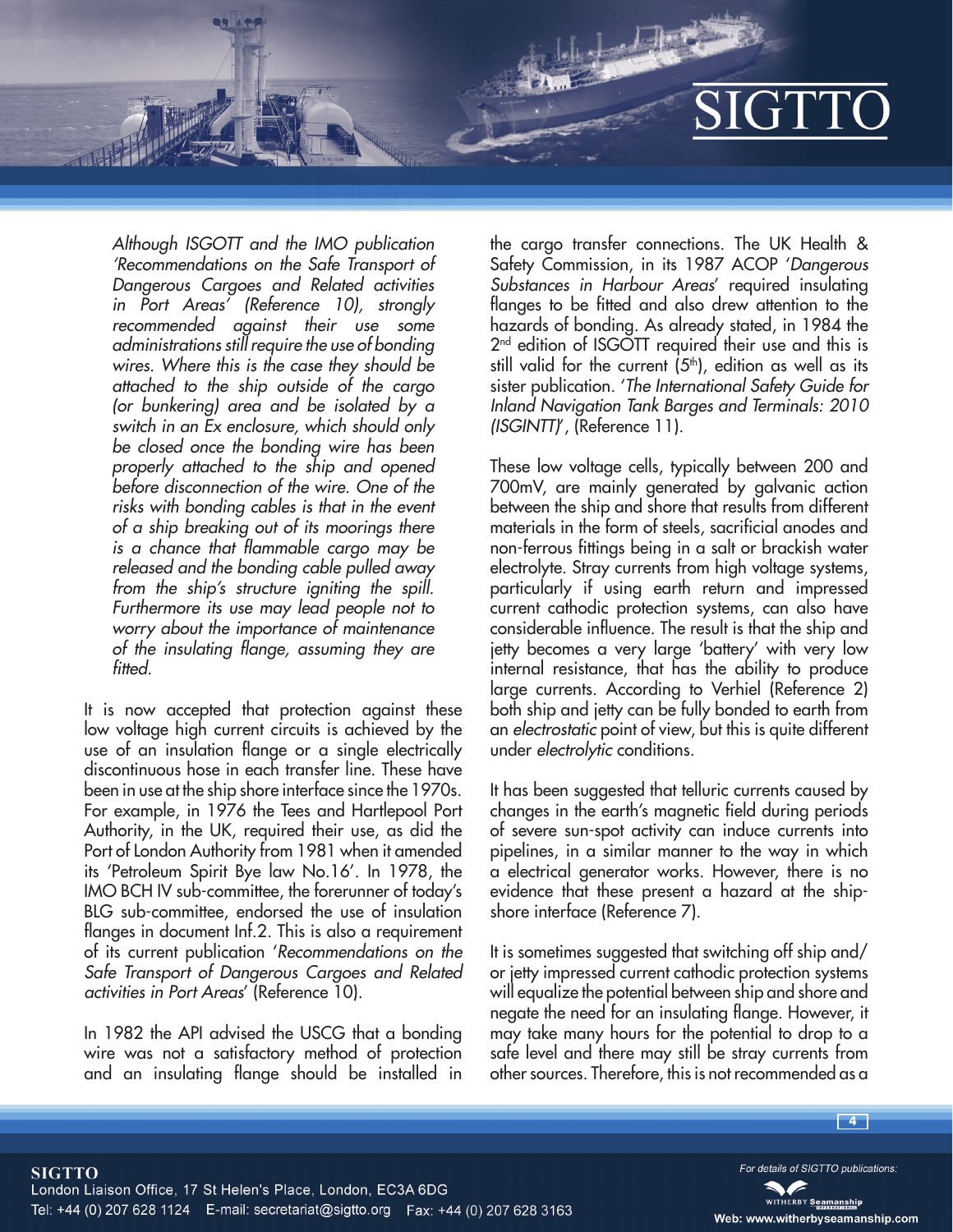*Although ISGOTT and the IMO publication 'Recommendations on the Safe Transport of Dangerous Cargoes and Related activities in Port Areas' (Reference 10), strongly recommended against their use some administrations still require the use of bonding wires. Where this is the case they should be attached to the ship outside of the cargo (or bunkering) area and be isolated by a switch in an Ex enclosure, which should only be closed once the bonding wire has been properly attached to the ship and opened before disconnection of the wire. One of the risks with bonding cables is that in the event of a ship breaking out of its moorings there is a chance that flammable cargo may be released and the bonding cable pulled away from the ship's structure igniting the spill. Furthermore its use may lead people not to worry about the importance of maintenance of the insulating flange, assuming they are fitted.*

It is now accepted that protection against these low voltage high current circuits is achieved by the use of an insulation flange or a single electrically discontinuous hose in each transfer line. These have been in use at the ship shore interface since the 1970s. For example, in 1976 the Tees and Hartlepool Port Authority, in the UK, required their use, as did the Port of London Authority from 1981 when it amended its 'Petroleum Spirit Bye law No.16'. In 1978, the IMO BCH IV sub-committee, the forerunner of today's BLG sub-committee, endorsed the use of insulation flanges in document Inf.2. This is also a requirement of its current publication '*Recommendations on the Safe Transport of Dangerous Cargoes and Related activities in Port Areas*' (Reference 10).

In 1982 the API advised the USCG that a bonding wire was not a satisfactory method of protection and an insulating flange should be installed in the cargo transfer connections. The UK Health & Safety Commission, in its 1987 ACOP '*Dangerous Substances in Harbour Areas*' required insulating flanges to be fitted and also drew attention to the hazards of bonding. As already stated, in 1984 the 2nd edition of ISGOTT required their use and this is still valid for the current (5th), edition as well as its sister publication. '*The International Safety Guide for Inland Navigation Tank Barges and Terminals: 2010 (ISGINTT)*', (Reference 11).

These low voltage cells, typically between 200 and 700mV, are mainly generated by galvanic action between the ship and shore that results from different materials in the form of steels, sacrificial anodes and non-ferrous fittings being in a salt or brackish water electrolyte. Stray currents from high voltage systems, particularly if using earth return and impressed current cathodic protection systems, can also have considerable influence. The result is that the ship and jetty becomes a very large 'battery' with very low internal resistance, that has the ability to produce large currents. According to Verhiel (Reference 2) both ship and jetty can be fully bonded to earth from an *electrostatic* point of view, but this is quite different under *electrolytic* conditions.

It has been suggested that telluric currents caused by changes in the earth's magnetic field during periods of severe sun-spot activity can induce currents into pipelines, in a similar manner to the way in which a electrical generator works. However, there is no evidence that these present a hazard at the ship-shore interface (Reference 7).

It is sometimes suggested that switching off ship and/or jetty impressed current cathodic protection systems will equalize the potential between ship and shore and negate the need for an insulating flange. However, it may take many hours for the potential to drop to a safe level and there may still be stray currents from other sources. Therefore, this is not recommended as a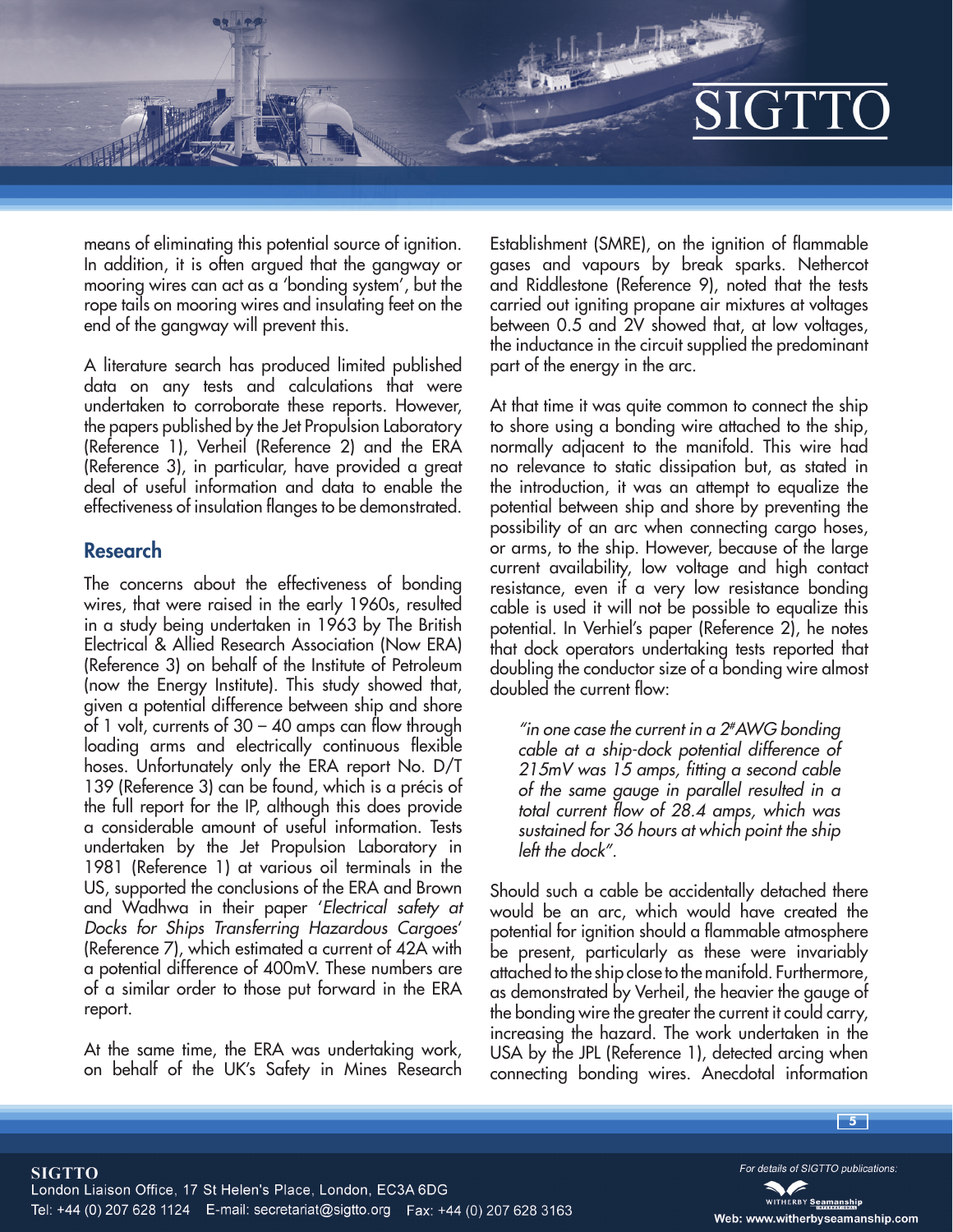means of eliminating this potential source of ignition. In addition, it is often argued that the gangway or mooring wires can act as a 'bonding system', but the rope tails on mooring wires and insulating feet on the end of the gangway will prevent this.

A literature search has produced limited published data on any tests and calculations that were undertaken to corroborate these reports. However, the papers published by the Jet Propulsion Laboratory (Reference 1), Verheil (Reference 2) and the ERA (Reference 3), in particular, have provided a great deal of useful information and data to enable the effectiveness of insulation flanges to be demonstrated.

## Research

The concerns about the effectiveness of bonding wires, that were raised in the early 1960s, resulted in a study being undertaken in 1963 by The British Electrical & Allied Research Association (Now ERA) (Reference 3) on behalf of the Institute of Petroleum (now the Energy Institute). This study showed that, given a potential difference between ship and shore of 1 volt, currents of 30 – 40 amps can flow through loading arms and electrically continuous flexible hoses. Unfortunately only the ERA report No. D/T 139 (Reference 3) can be found, which is a précis of the full report for the IP, although this does provide a considerable amount of useful information. Tests undertaken by the Jet Propulsion Laboratory in 1981 (Reference 1) at various oil terminals in the US, supported the conclusions of the ERA and Brown and Wadhwa in their paper '*Electrical safety at Docks for Ships Transferring Hazardous Cargoes*' (Reference 7), which estimated a current of 42A with a potential difference of 400mV. These numbers are of a similar order to those put forward in the ERA report.

At the same time, the ERA was undertaking work, on behalf of the UK's Safety in Mines Research Establishment (SMRE), on the ignition of flammable gases and vapours by break sparks. Nethercot and Riddlestone (Reference 9), noted that the tests carried out igniting propane air mixtures at voltages between 0.5 and 2V showed that, at low voltages, the inductance in the circuit supplied the predominant part of the energy in the arc.

At that time it was quite common to connect the ship to shore using a bonding wire attached to the ship, normally adjacent to the manifold. This wire had no relevance to static dissipation but, as stated in the introduction, it was an attempt to equalize the potential between ship and shore by preventing the possibility of an arc when connecting cargo hoses, or arms, to the ship. However, because of the large current availability, low voltage and high contact resistance, even if a very low resistance bonding cable is used it will not be possible to equalize this potential. In Verhiel's paper (Reference 2), he notes that dock operators undertaking tests reported that doubling the conductor size of a bonding wire almost doubled the current flow:

> *"in one case the current in a 2#AWG bonding cable at a ship-dock potential difference of 215mV was 15 amps, fitting a second cable of the same gauge in parallel resulted in a total current flow of 28.4 amps, which was sustained for 36 hours at which point the ship left the dock".*

Should such a cable be accidentally detached there would be an arc, which would have created the potential for ignition should a flammable atmosphere be present, particularly as these were invariably attached to the ship close to the manifold. Furthermore, as demonstrated by Verheil, the heavier the gauge of the bonding wire the greater the current it could carry, increasing the hazard. The work undertaken in the USA by the JPL (Reference 1), detected arcing when connecting bonding wires. Anecdotal information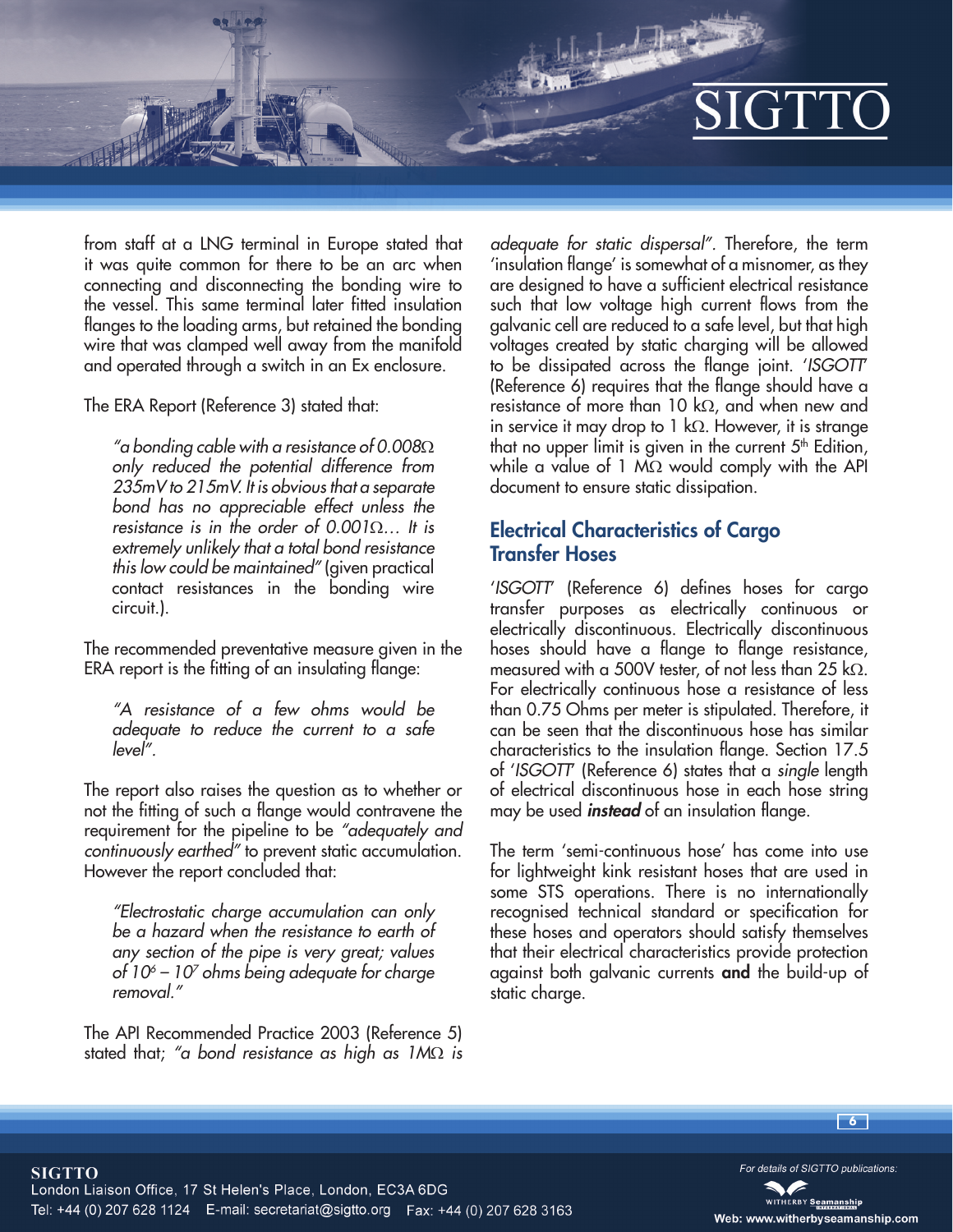from staff at a LNG terminal in Europe stated that it was quite common for there to be an arc when connecting and disconnecting the bonding wire to the vessel. This same terminal later fitted insulation flanges to the loading arms, but retained the bonding wire that was clamped well away from the manifold and operated through a switch in an Ex enclosure.

The ERA Report (Reference 3) stated that:

> *"a bonding cable with a resistance of 0.008Ω only reduced the potential difference from 235mV to 215mV. It is obvious that a separate bond has no appreciable effect unless the resistance is in the order of 0.001Ω... It is extremely unlikely that a total bond resistance this low could be maintained"* (given practical contact resistances in the bonding wire circuit.).

The recommended preventative measure given in the ERA report is the fitting of an insulating flange:

> *"A resistance of a few ohms would be adequate to reduce the current to a safe level".*

The report also raises the question as to whether or not the fitting of such a flange would contravene the requirement for the pipeline to be *"adequately and continuously earthed"* to prevent static accumulation. However the report concluded that:

> *"Electrostatic charge accumulation can only be a hazard when the resistance to earth of any section of the pipe is very great; values of $10^6$ – $10^7$ ohms being adequate for charge removal."*

The API Recommended Practice 2003 (Reference 5) stated that; *"a bond resistance as high as 1MΩ is adequate for static dispersal"*. Therefore, the term 'insulation flange' is somewhat of a misnomer, as they are designed to have a sufficient electrical resistance such that low voltage high current flows from the galvanic cell are reduced to a safe level, but that high voltages created by static charging will be allowed to be dissipated across the flange joint. '*ISGOTT*' (Reference 6) requires that the flange should have a resistance of more than 10 kΩ, and when new and in service it may drop to 1 kΩ. However, it is strange that no upper limit is given in the current 5th Edition, while a value of 1 MΩ would comply with the API document to ensure static dissipation.

## Electrical Characteristics of Cargo Transfer Hoses

'*ISGOTT*' (Reference 6) defines hoses for cargo transfer purposes as electrically continuous or electrically discontinuous. Electrically discontinuous hoses should have a flange to flange resistance, measured with a 500V tester, of not less than 25 kΩ. For electrically continuous hose a resistance of less than 0.75 Ohms per meter is stipulated. Therefore, it can be seen that the discontinuous hose has similar characteristics to the insulation flange. Section 17.5 of '*ISGOTT*' (Reference 6) states that a *single* length of electrical discontinuous hose in each hose string may be used ***instead*** of an insulation flange.

The term 'semi-continuous hose' has come into use for lightweight kink resistant hoses that are used in some STS operations. There is no internationally recognised technical standard or specification for these hoses and operators should satisfy themselves that their electrical characteristics provide protection against both galvanic currents **and** the build-up of static charge.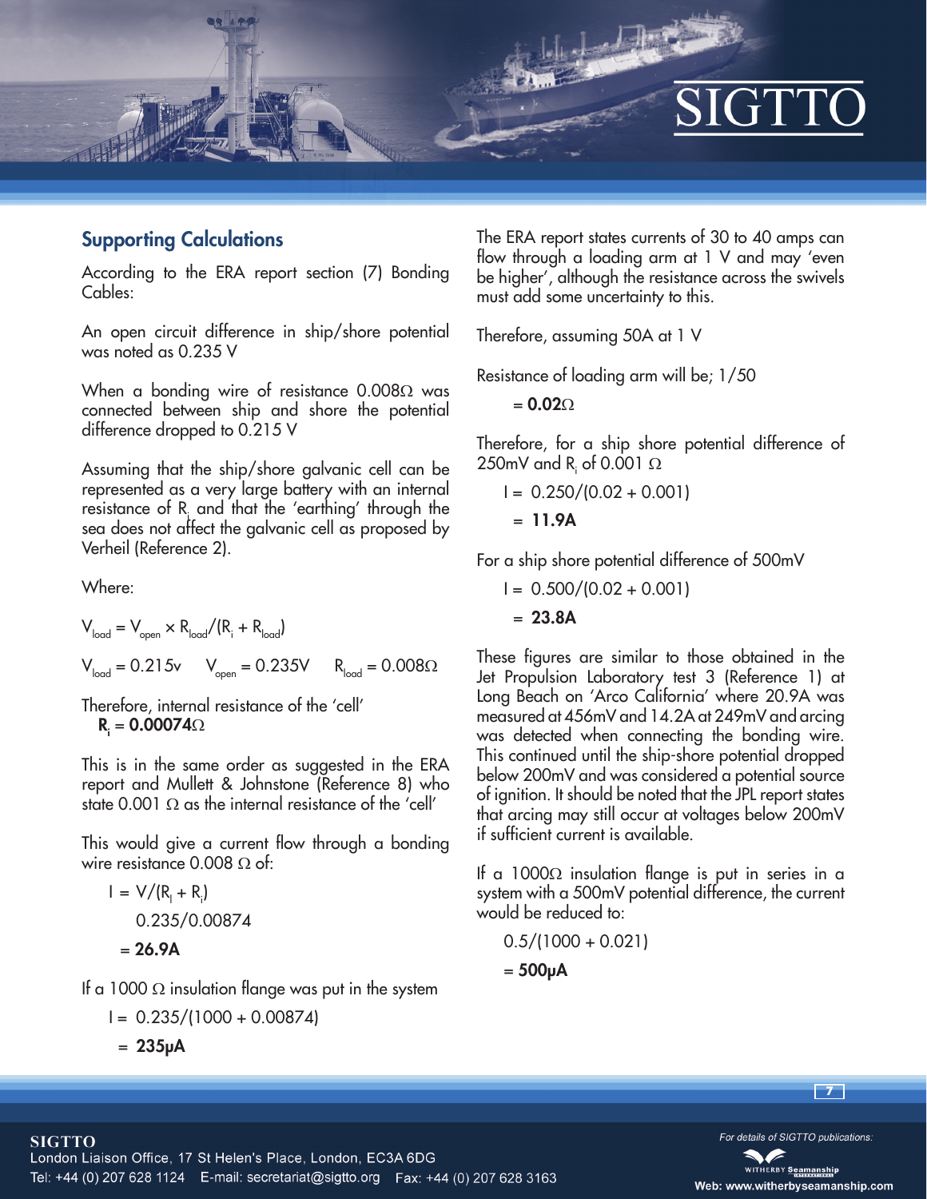## Supporting Calculations

According to the ERA report section (7) Bonding Cables:

An open circuit difference in ship/shore potential was noted as 0.235 V

When a bonding wire of resistance 0.008Ω was connected between ship and shore the potential difference dropped to 0.215 V

Assuming that the ship/shore galvanic cell can be represented as a very large battery with an internal resistance of $R_i$ and that the 'earthing' through the sea does not affect the galvanic cell as proposed by Verheil (Reference 2).

Where:

$$V_{load} = V_{open} \times R_{load}/(R_i + R_{load})$$

$V_{load} = 0.215v$ $V_{open} = 0.235V$ $R_{load} = 0.008\Omega$

Therefore, internal resistance of the 'cell'
**$R_i$ = 0.00074Ω**

This is in the same order as suggested in the ERA report and Mullett & Johnstone (Reference 8) who state 0.001 Ω as the internal resistance of the 'cell'

This would give a current flow through a bonding wire resistance 0.008 Ω of:

$$I = V/(R_l + R_i)$$

$$0.235/0.00874$$

**= 26.9A**

If a 1000 Ω insulation flange was put in the system

$$I = 0.235/(1000 + 0.00874)$$

**= 235μA**

The ERA report states currents of 30 to 40 amps can flow through a loading arm at 1 V and may 'even be higher', although the resistance across the swivels must add some uncertainty to this.

Therefore, assuming 50A at 1 V

Resistance of loading arm will be; 1/50

**= 0.02Ω**

Therefore, for a ship shore potential difference of 250mV and $R_i$ of 0.001 Ω

$$I = 0.250/(0.02 + 0.001)$$

**= 11.9A**

For a ship shore potential difference of 500mV

$$I = 0.500/(0.02 + 0.001)$$

**= 23.8A**

These figures are similar to those obtained in the Jet Propulsion Laboratory test 3 (Reference 1) at Long Beach on 'Arco California' where 20.9A was measured at 456mV and 14.2A at 249mV and arcing was detected when connecting the bonding wire. This continued until the ship-shore potential dropped below 200mV and was considered a potential source of ignition. It should be noted that the JPL report states that arcing may still occur at voltages below 200mV if sufficient current is available.

If a 1000Ω insulation flange is put in series in a system with a 500mV potential difference, the current would be reduced to:

$$0.5/(1000 + 0.021)$$

**= 500μA**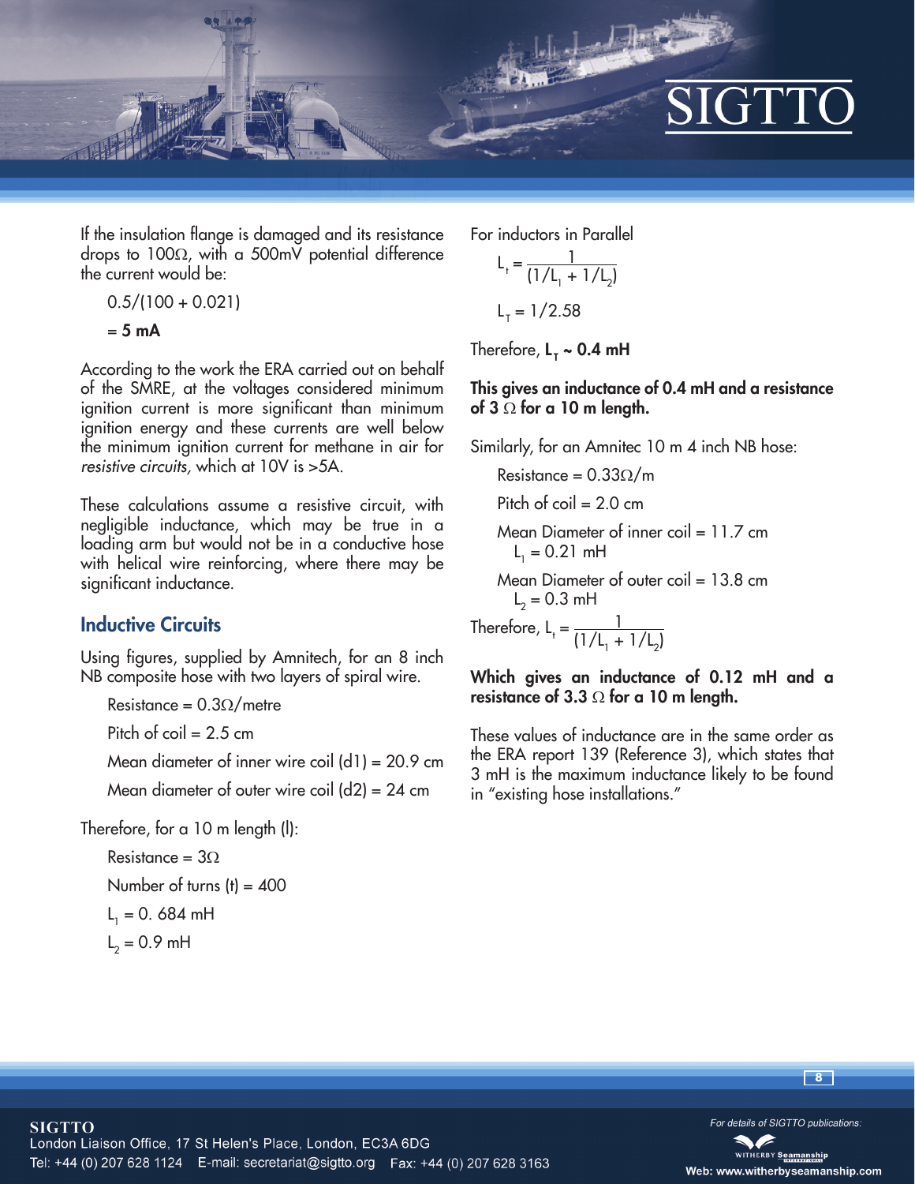If the insulation flange is damaged and its resistance drops to 100Ω, with a 500mV potential difference the current would be:

$$0.5/(100 + 0.021)$$

$$= \mathbf{5\ mA}$$

According to the work the ERA carried out on behalf of the SMRE, at the voltages considered minimum ignition current is more significant than minimum ignition energy and these currents are well below the minimum ignition current for methane in air for *resistive circuits,* which at 10V is >5A.

These calculations assume a resistive circuit, with negligible inductance, which may be true in a loading arm but would not be in a conductive hose with helical wire reinforcing, where there may be significant inductance.

## Inductive Circuits

Using figures, supplied by Amnitech, for an 8 inch NB composite hose with two layers of spiral wire.

Resistance = 0.3Ω/metre

Pitch of coil = 2.5 cm

Mean diameter of inner wire coil (d1) = 20.9 cm

Mean diameter of outer wire coil (d2) = 24 cm

Therefore, for a 10 m length (l):

Resistance = 3Ω

Number of turns (t) = 400

$L_1$ = 0. 684 mH

$L_2$ = 0.9 mH

For inductors in Parallel

$$L_t = \frac{1}{(1/L_1 + 1/L_2)}$$

$$L_T = 1/2.58$$

Therefore, $\mathbf{L_T \sim 0.4\ mH}$

**This gives an inductance of 0.4 mH and a resistance of 3 Ω for a 10 m length.**

Similarly, for an Amnitec 10 m 4 inch NB hose:

Resistance = 0.33Ω/m

Pitch of coil = 2.0 cm

Mean Diameter of inner coil = 11.7 cm
$L_1$ = 0.21 mH

Mean Diameter of outer coil = 13.8 cm
$L_2$ = 0.3 mH

Therefore, $L_t = \frac{1}{(1/L_1 + 1/L_2)}$

**Which gives an inductance of 0.12 mH and a resistance of 3.3 Ω for a 10 m length.**

These values of inductance are in the same order as the ERA report 139 (Reference 3), which states that 3 mH is the maximum inductance likely to be found in "existing hose installations."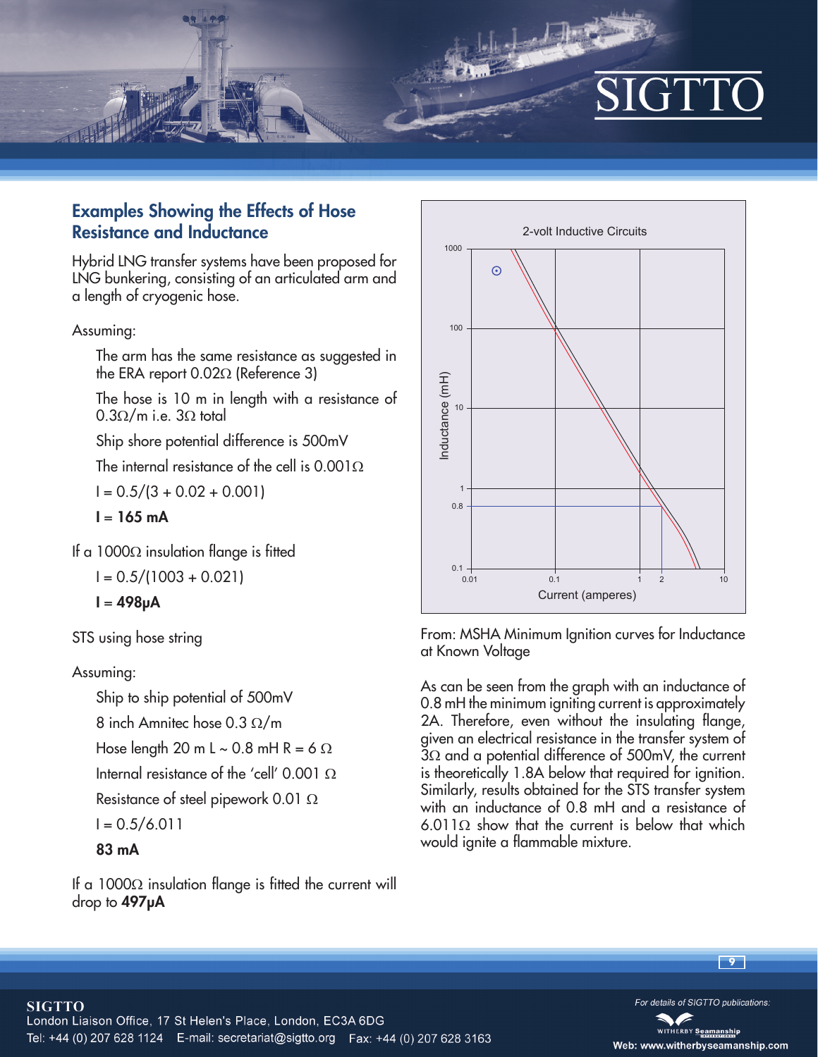## Examples Showing the Effects of Hose Resistance and Inductance

Hybrid LNG transfer systems have been proposed for LNG bunkering, consisting of an articulated arm and a length of cryogenic hose.

Assuming:

The arm has the same resistance as suggested in the ERA report 0.02Ω (Reference 3)

The hose is 10 m in length with a resistance of 0.3Ω/m i.e. 3Ω total

Ship shore potential difference is 500mV

The internal resistance of the cell is 0.001Ω

I = 0.5/(3 + 0.02 + 0.001)

**I = 165 mA**

If a 1000Ω insulation flange is fitted

I = 0.5/(1003 + 0.021)

**I = 498μA**

STS using hose string

Assuming:

Ship to ship potential of 500mV

8 inch Amnitec hose 0.3 Ω/m

Hose length 20 m L ~ 0.8 mH R = 6 Ω

Internal resistance of the 'cell' 0.001 Ω

Resistance of steel pipework 0.01 Ω

I = 0.5/6.011

**83 mA**

If a 1000Ω insulation flange is fitted the current will drop to **497μA**

From: MSHA Minimum Ignition curves for Inductance at Known Voltage

As can be seen from the graph with an inductance of 0.8 mH the minimum igniting current is approximately 2A. Therefore, even without the insulating flange, given an electrical resistance in the transfer system of 3Ω and a potential difference of 500mV, the current is theoretically 1.8A below that required for ignition. Similarly, results obtained for the STS transfer system with an inductance of 0.8 mH and a resistance of 6.011Ω show that the current is below that which would ignite a flammable mixture.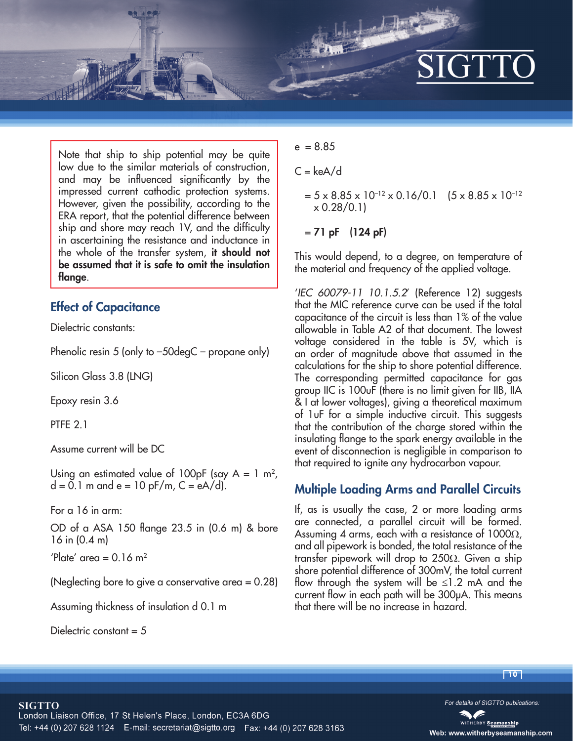Note that ship to ship potential may be quite low due to the similar materials of construction, and may be influenced significantly by the impressed current cathodic protection systems. However, given the possibility, according to the ERA report, that the potential difference between ship and shore may reach 1V, and the difficulty in ascertaining the resistance and inductance in the whole of the transfer system, **it should not be assumed that it is safe to omit the insulation flange**.

## Effect of Capacitance

Dielectric constants:

Phenolic resin 5 (only to –50degC – propane only)

Silicon Glass 3.8 (LNG)

Epoxy resin 3.6

PTFE 2.1

Assume current will be DC

Using an estimated value of 100pF (say $A = 1\ m^2$, $d = 0.1$ m and $e = 10$ pF/m, $C = eA/d$).

For a 16 in arm:

OD of a ASA 150 flange 23.5 in (0.6 m) & bore 16 in (0.4 m)

'Plate' area = 0.16 $m^2$

(Neglecting bore to give a conservative area = 0.28)

Assuming thickness of insulation d 0.1 m

Dielectric constant = 5

$e = 8.85$

$C = keA/d$

$= 5 \times 8.85 \times 10^{-12} \times 0.16/0.1$ $(5 \times 8.85 \times 10^{-12} \times 0.28/0.1)$

**= 71 pF (124 pF)**

This would depend, to a degree, on temperature of the material and frequency of the applied voltage.

'*IEC 60079-11 10.1.5.2*' (Reference 12) suggests that the MIC reference curve can be used if the total capacitance of the circuit is less than 1% of the value allowable in Table A2 of that document. The lowest voltage considered in the table is 5V, which is an order of magnitude above that assumed in the calculations for the ship to shore potential difference. The corresponding permitted capacitance for gas group IIC is 100uF (there is no limit given for IIB, IIA & I at lower voltages), giving a theoretical maximum of 1uF for a simple inductive circuit. This suggests that the contribution of the charge stored within the insulating flange to the spark energy available in the event of disconnection is negligible in comparison to that required to ignite any hydrocarbon vapour.

## Multiple Loading Arms and Parallel Circuits

If, as is usually the case, 2 or more loading arms are connected, a parallel circuit will be formed. Assuming 4 arms, each with a resistance of 1000Ω, and all pipework is bonded, the total resistance of the transfer pipework will drop to 250Ω. Given a ship shore potential difference of 300mV, the total current flow through the system will be ≤1.2 mA and the current flow in each path will be 300μA. This means that there will be no increase in hazard.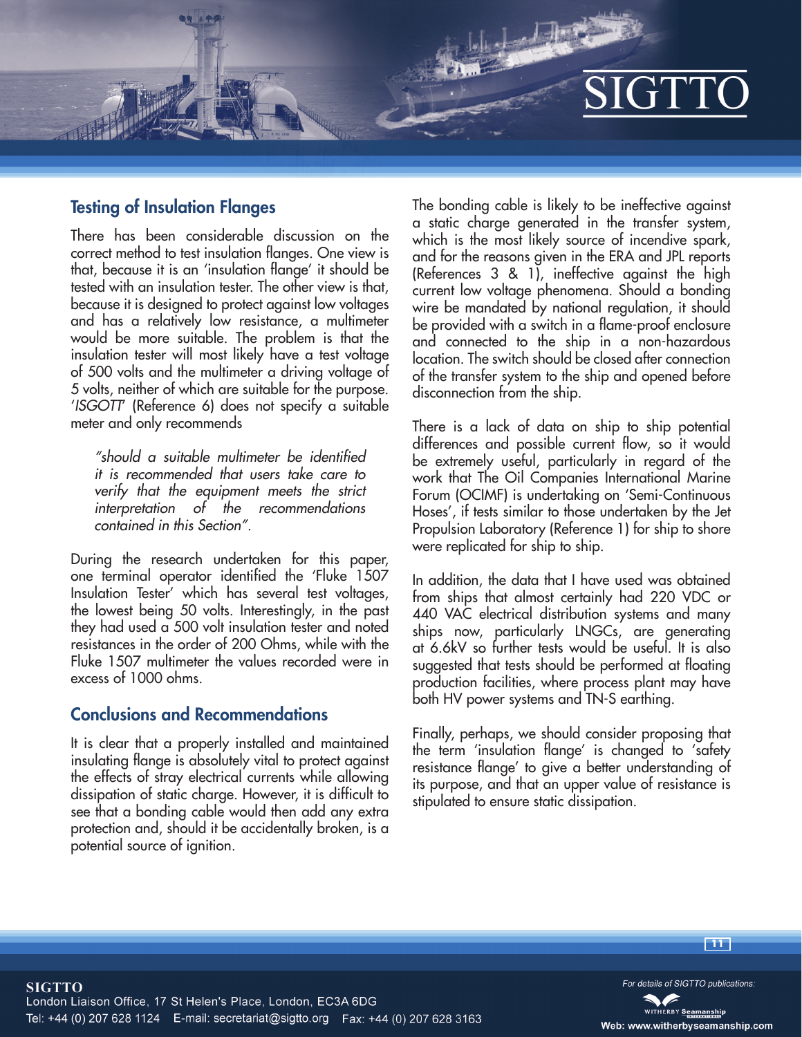## Testing of Insulation Flanges

There has been considerable discussion on the correct method to test insulation flanges. One view is that, because it is an 'insulation flange' it should be tested with an insulation tester. The other view is that, because it is designed to protect against low voltages and has a relatively low resistance, a multimeter would be more suitable. The problem is that the insulation tester will most likely have a test voltage of 500 volts and the multimeter a driving voltage of 5 volts, neither of which are suitable for the purpose. '*ISGOTT*' (Reference 6) does not specify a suitable meter and only recommends

> *"should a suitable multimeter be identified it is recommended that users take care to verify that the equipment meets the strict interpretation of the recommendations contained in this Section".*

During the research undertaken for this paper, one terminal operator identified the 'Fluke 1507 Insulation Tester' which has several test voltages, the lowest being 50 volts. Interestingly, in the past they had used a 500 volt insulation tester and noted resistances in the order of 200 Ohms, while with the Fluke 1507 multimeter the values recorded were in excess of 1000 ohms.

## Conclusions and Recommendations

It is clear that a properly installed and maintained insulating flange is absolutely vital to protect against the effects of stray electrical currents while allowing dissipation of static charge. However, it is difficult to see that a bonding cable would then add any extra protection and, should it be accidentally broken, is a potential source of ignition.

The bonding cable is likely to be ineffective against a static charge generated in the transfer system, which is the most likely source of incendive spark, and for the reasons given in the ERA and JPL reports (References 3 & 1), ineffective against the high current low voltage phenomena. Should a bonding wire be mandated by national regulation, it should be provided with a switch in a flame-proof enclosure and connected to the ship in a non-hazardous location. The switch should be closed after connection of the transfer system to the ship and opened before disconnection from the ship.

There is a lack of data on ship to ship potential differences and possible current flow, so it would be extremely useful, particularly in regard of the work that The Oil Companies International Marine Forum (OCIMF) is undertaking on 'Semi-Continuous Hoses', if tests similar to those undertaken by the Jet Propulsion Laboratory (Reference 1) for ship to shore were replicated for ship to ship.

In addition, the data that I have used was obtained from ships that almost certainly had 220 VDC or 440 VAC electrical distribution systems and many ships now, particularly LNGCs, are generating at 6.6kV so further tests would be useful. It is also suggested that tests should be performed at floating production facilities, where process plant may have both HV power systems and TN-S earthing.

Finally, perhaps, we should consider proposing that the term 'insulation flange' is changed to 'safety resistance flange' to give a better understanding of its purpose, and that an upper value of resistance is stipulated to ensure static dissipation.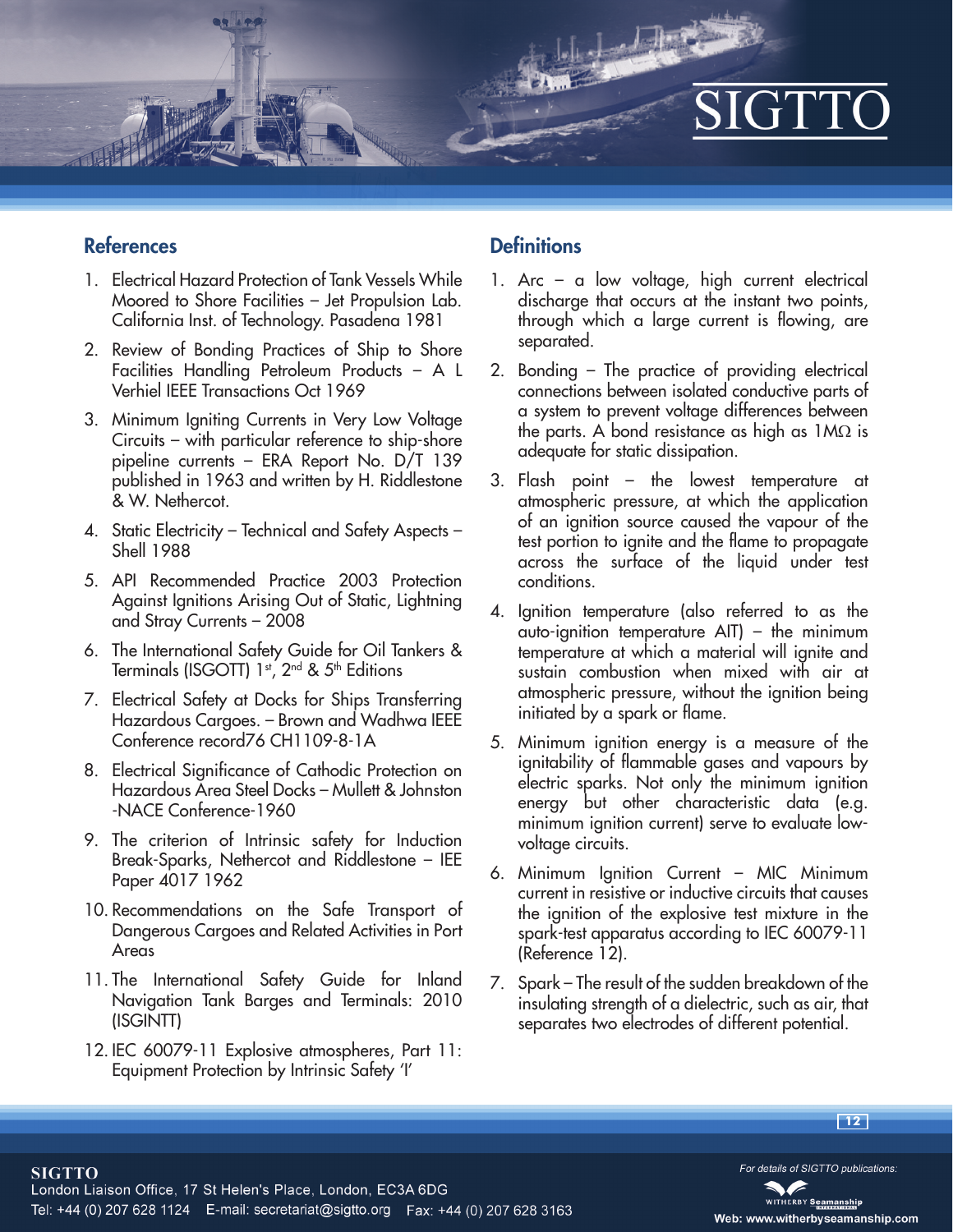## References

1. Electrical Hazard Protection of Tank Vessels While Moored to Shore Facilities – Jet Propulsion Lab. California Inst. of Technology. Pasadena 1981
2. Review of Bonding Practices of Ship to Shore Facilities Handling Petroleum Products – A L Verhiel IEEE Transactions Oct 1969
3. Minimum Igniting Currents in Very Low Voltage Circuits – with particular reference to ship-shore pipeline currents – ERA Report No. D/T 139 published in 1963 and written by H. Riddlestone & W. Nethercot.
4. Static Electricity – Technical and Safety Aspects – Shell 1988
5. API Recommended Practice 2003 Protection Against Ignitions Arising Out of Static, Lightning and Stray Currents – 2008
6. The International Safety Guide for Oil Tankers & Terminals (ISGOTT) 1st, 2nd & 5th Editions
7. Electrical Safety at Docks for Ships Transferring Hazardous Cargoes. – Brown and Wadhwa IEEE Conference record76 CH1109-8-1A
8. Electrical Significance of Cathodic Protection on Hazardous Area Steel Docks – Mullett & Johnston -NACE Conference-1960
9. The criterion of Intrinsic safety for Induction Break-Sparks, Nethercot and Riddlestone – IEE Paper 4017 1962
10. Recommendations on the Safe Transport of Dangerous Cargoes and Related Activities in Port Areas
11. The International Safety Guide for Inland Navigation Tank Barges and Terminals: 2010 (ISGINTT)
12. IEC 60079-11 Explosive atmospheres, Part 11: Equipment Protection by Intrinsic Safety 'I'

## Definitions

1. Arc – a low voltage, high current electrical discharge that occurs at the instant two points, through which a large current is flowing, are separated.
2. Bonding – The practice of providing electrical connections between isolated conductive parts of a system to prevent voltage differences between the parts. A bond resistance as high as 1MΩ is adequate for static dissipation.
3. Flash point – the lowest temperature at atmospheric pressure, at which the application of an ignition source caused the vapour of the test portion to ignite and the flame to propagate across the surface of the liquid under test conditions.
4. Ignition temperature (also referred to as the auto-ignition temperature AIT) – the minimum temperature at which a material will ignite and sustain combustion when mixed with air at atmospheric pressure, without the ignition being initiated by a spark or flame.
5. Minimum ignition energy is a measure of the ignitability of flammable gases and vapours by electric sparks. Not only the minimum ignition energy but other characteristic data (e.g. minimum ignition current) serve to evaluate low-voltage circuits.
6. Minimum Ignition Current – MIC Minimum current in resistive or inductive circuits that causes the ignition of the explosive test mixture in the spark-test apparatus according to IEC 60079-11 (Reference 12).
7. Spark – The result of the sudden breakdown of the insulating strength of a dielectric, such as air, that separates two electrodes of different potential.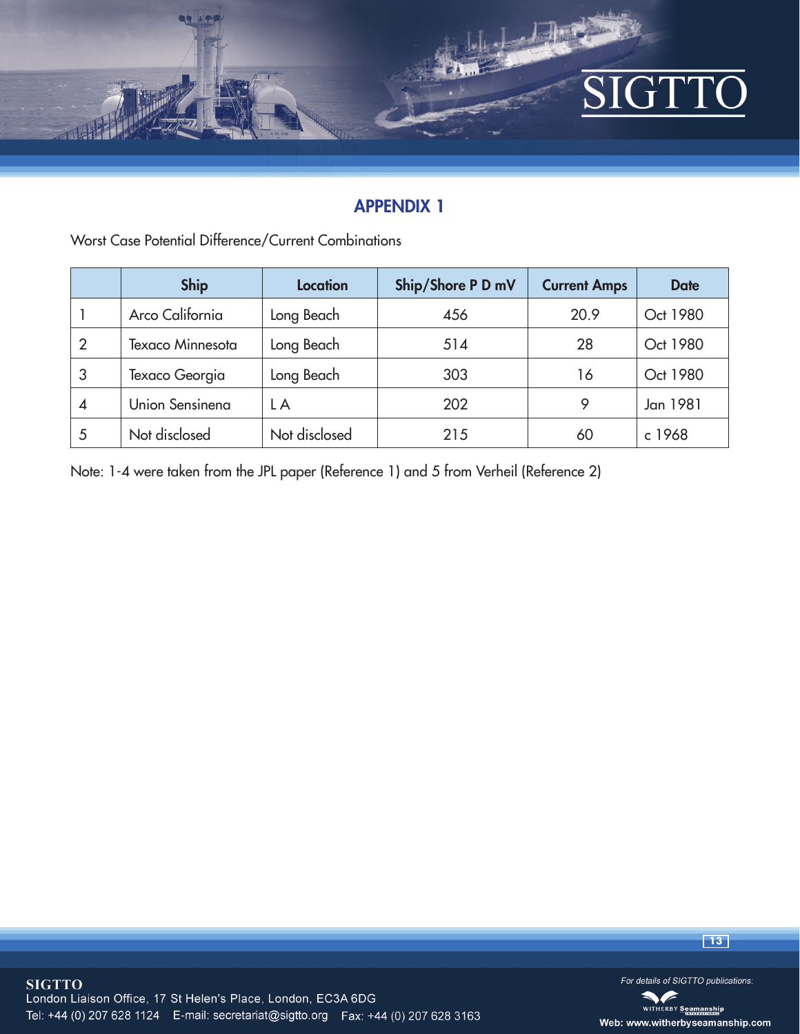## APPENDIX 1

Worst Case Potential Difference/Current Combinations

| | Ship | Location | Ship/Shore P D mV | Current Amps | Date |
|---|---|---|---|---|---|
| 1 | Arco California | Long Beach | 456 | 20.9 | Oct 1980 |
| 2 | Texaco Minnesota | Long Beach | 514 | 28 | Oct 1980 |
| 3 | Texaco Georgia | Long Beach | 303 | 16 | Oct 1980 |
| 4 | Union Sensinena | L A | 202 | 9 | Jan 1981 |
| 5 | Not disclosed | Not disclosed | 215 | 60 | c 1968 |

Note: 1-4 were taken from the JPL paper (Reference 1) and 5 from Verheil (Reference 2)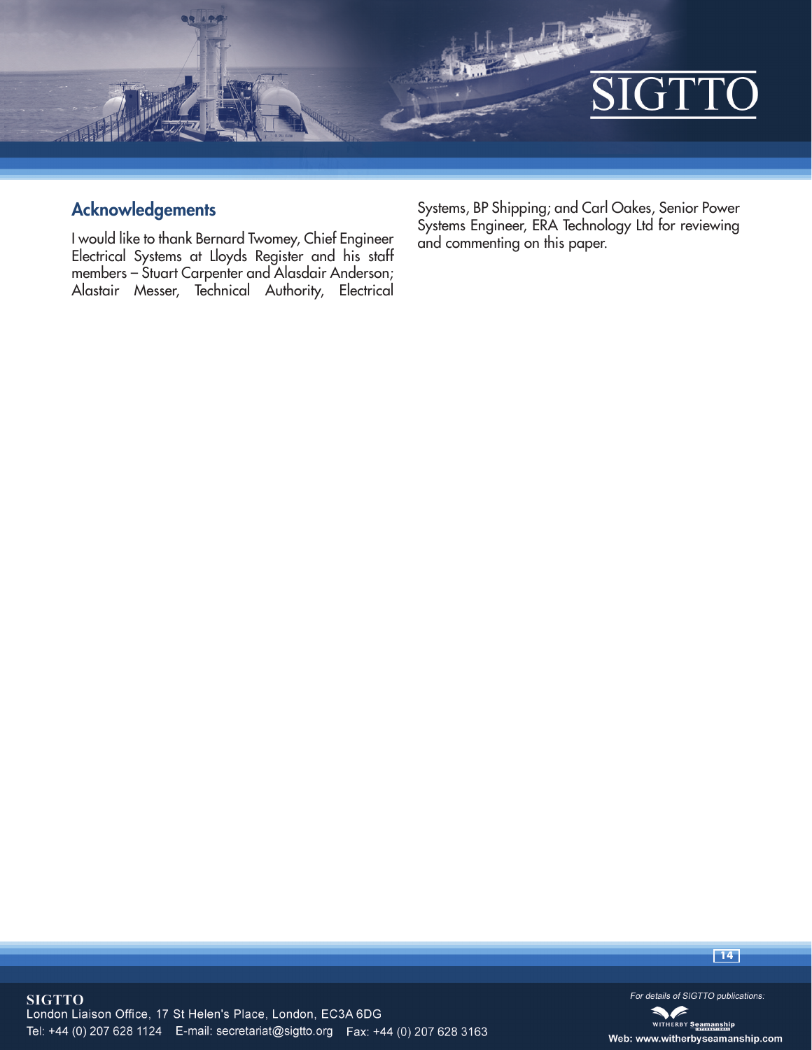## Acknowledgements

I would like to thank Bernard Twomey, Chief Engineer Electrical Systems at Lloyds Register and his staff members – Stuart Carpenter and Alasdair Anderson; Alastair Messer, Technical Authority, Electrical Systems, BP Shipping; and Carl Oakes, Senior Power Systems Engineer, ERA Technology Ltd for reviewing and commenting on this paper.